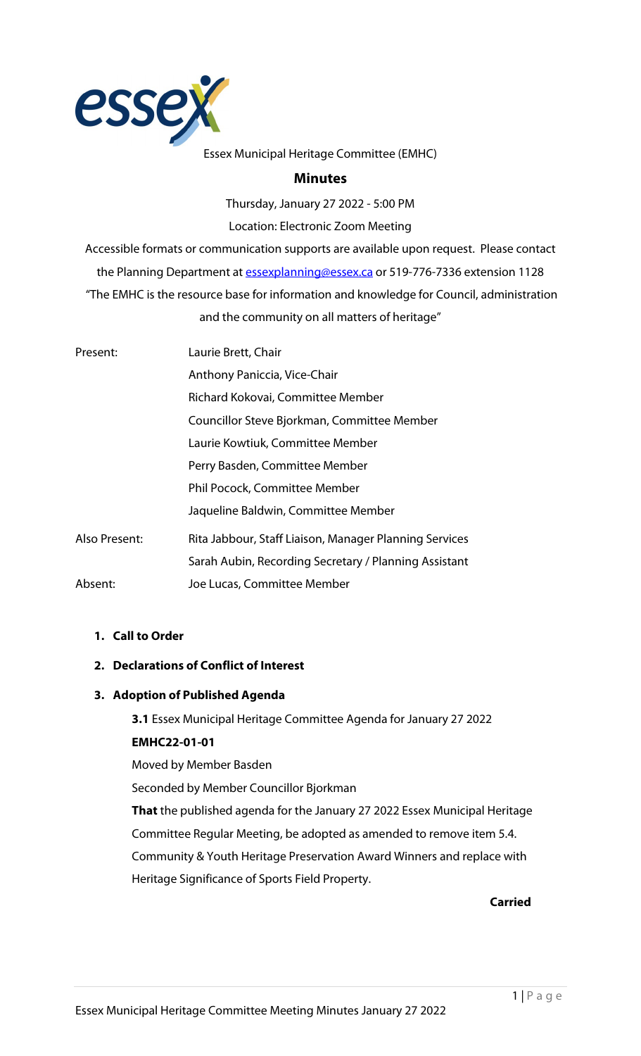Essex Municipal Heritage Committee (EMHC)

# Minutes

Thursday, January 27 2022 - 5:00 PM

Location: Electronic Zoom Meeting

Accessible formats or communication supports are available upon request. Please contact the Planning Department at essexplanning@essex.ca or 519-776-7336 extension 1128

"The EMHC is the resource base for information and knowledge for Council, administration and the community on all matters of heritage"

| | |
|---|---|
| Present: | Laurie Brett, Chair |
| | Anthony Paniccia, Vice-Chair |
| | Richard Kokovai, Committee Member |
| | Councillor Steve Bjorkman, Committee Member |
| | Laurie Kowtiuk, Committee Member |
| | Perry Basden, Committee Member |
| | Phil Pocock, Committee Member |
| | Jaqueline Baldwin, Committee Member |
| Also Present: | Rita Jabbour, Staff Liaison, Manager Planning Services |
| | Sarah Aubin, Recording Secretary / Planning Assistant |
| Absent: | Joe Lucas, Committee Member |

1. **Call to Order**
2. **Declarations of Conflict of Interest**
3. **Adoption of Published Agenda**

**3.1** Essex Municipal Heritage Committee Agenda for January 27 2022

**EMHC22-01-01**

Moved by Member Basden

Seconded by Member Councillor Bjorkman

**That** the published agenda for the January 27 2022 Essex Municipal Heritage Committee Regular Meeting, be adopted as amended to remove item 5.4. Community & Youth Heritage Preservation Award Winners and replace with Heritage Significance of Sports Field Property.

**Carried**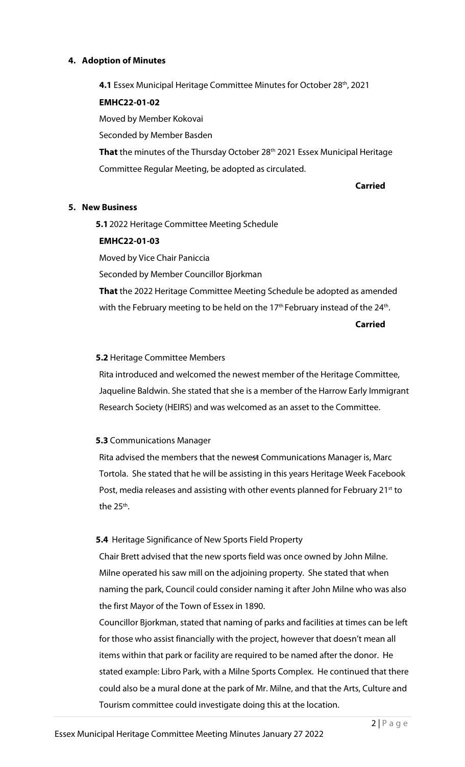## 4. Adoption of Minutes

**4.1** Essex Municipal Heritage Committee Minutes for October 28th, 2021

**EMHC22-01-02**

Moved by Member Kokovai

Seconded by Member Basden

**That** the minutes of the Thursday October 28th 2021 Essex Municipal Heritage Committee Regular Meeting, be adopted as circulated.

**Carried**

## 5. New Business

**5.1** 2022 Heritage Committee Meeting Schedule

**EMHC22-01-03**

Moved by Vice Chair Paniccia

Seconded by Member Councillor Bjorkman

**That** the 2022 Heritage Committee Meeting Schedule be adopted as amended with the February meeting to be held on the 17th February instead of the 24th.

**Carried**

**5.2** Heritage Committee Members

Rita introduced and welcomed the newest member of the Heritage Committee, Jaqueline Baldwin. She stated that she is a member of the Harrow Early Immigrant Research Society (HEIRS) and was welcomed as an asset to the Committee.

**5.3** Communications Manager

Rita advised the members that the new~~est~~ Communications Manager is, Marc Tortola. She stated that he will be assisting in this years Heritage Week Facebook Post, media releases and assisting with other events planned for February 21st to the 25th.

**5.4** Heritage Significance of New Sports Field Property

Chair Brett advised that the new sports field was once owned by John Milne. Milne operated his saw mill on the adjoining property. She stated that when naming the park, Council could consider naming it after John Milne who was also the first Mayor of the Town of Essex in 1890.

Councillor Bjorkman, stated that naming of parks and facilities at times can be left for those who assist financially with the project, however that doesn't mean all items within that park or facility are required to be named after the donor. He stated example: Libro Park, with a Milne Sports Complex. He continued that there could also be a mural done at the park of Mr. Milne, and that the Arts, Culture and Tourism committee could investigate doing this at the location.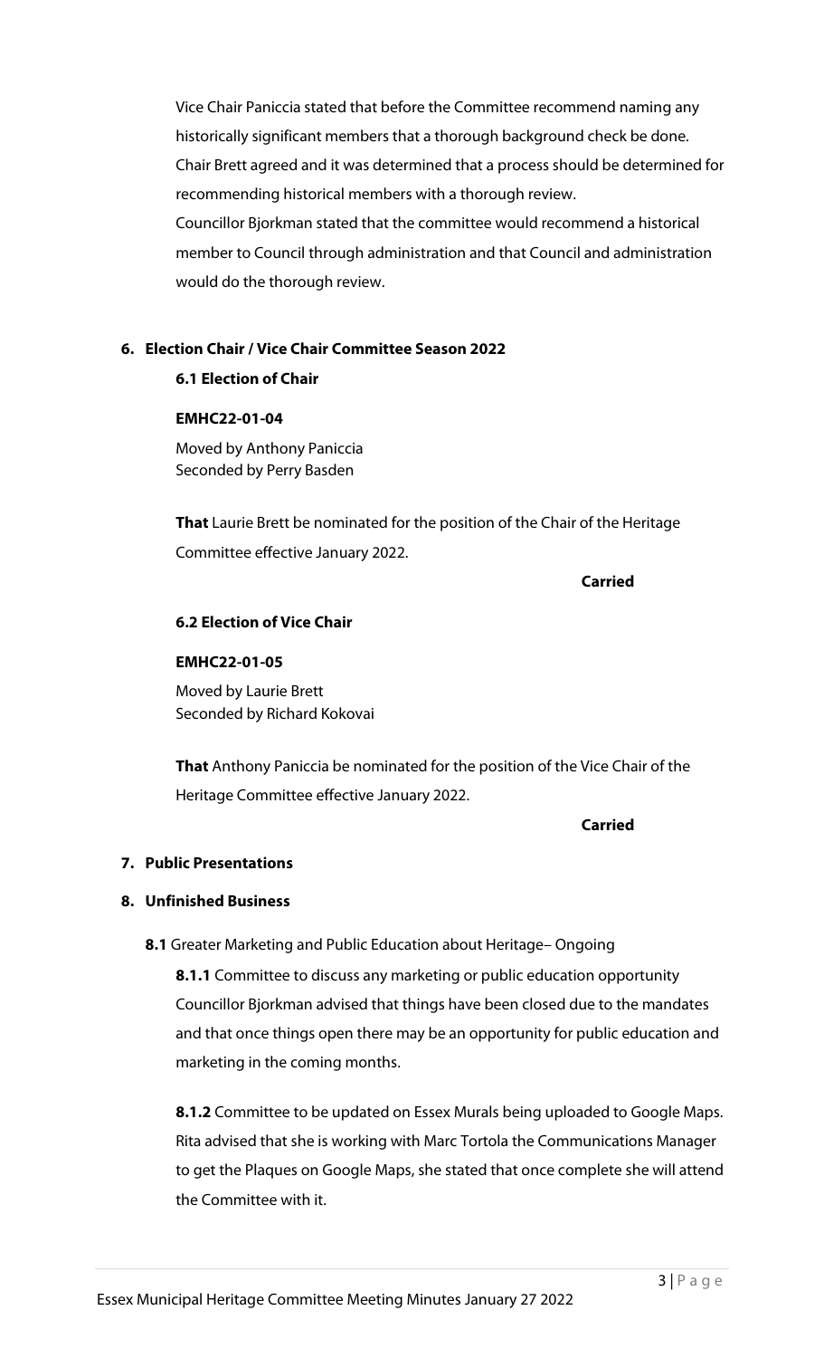Vice Chair Paniccia stated that before the Committee recommend naming any historically significant members that a thorough background check be done. Chair Brett agreed and it was determined that a process should be determined for recommending historical members with a thorough review.

Councillor Bjorkman stated that the committee would recommend a historical member to Council through administration and that Council and administration would do the thorough review.

## 6. Election Chair / Vice Chair Committee Season 2022

### 6.1 Election of Chair

**EMHC22-01-04**

Moved by Anthony Paniccia
Seconded by Perry Basden

**That** Laurie Brett be nominated for the position of the Chair of the Heritage Committee effective January 2022.

**Carried**

### 6.2 Election of Vice Chair

**EMHC22-01-05**

Moved by Laurie Brett
Seconded by Richard Kokovai

**That** Anthony Paniccia be nominated for the position of the Vice Chair of the Heritage Committee effective January 2022.

**Carried**

## 7. Public Presentations

## 8. Unfinished Business

**8.1** Greater Marketing and Public Education about Heritage– Ongoing

**8.1.1** Committee to discuss any marketing or public education opportunity Councillor Bjorkman advised that things have been closed due to the mandates and that once things open there may be an opportunity for public education and marketing in the coming months.

**8.1.2** Committee to be updated on Essex Murals being uploaded to Google Maps. Rita advised that she is working with Marc Tortola the Communications Manager to get the Plaques on Google Maps, she stated that once complete she will attend the Committee with it.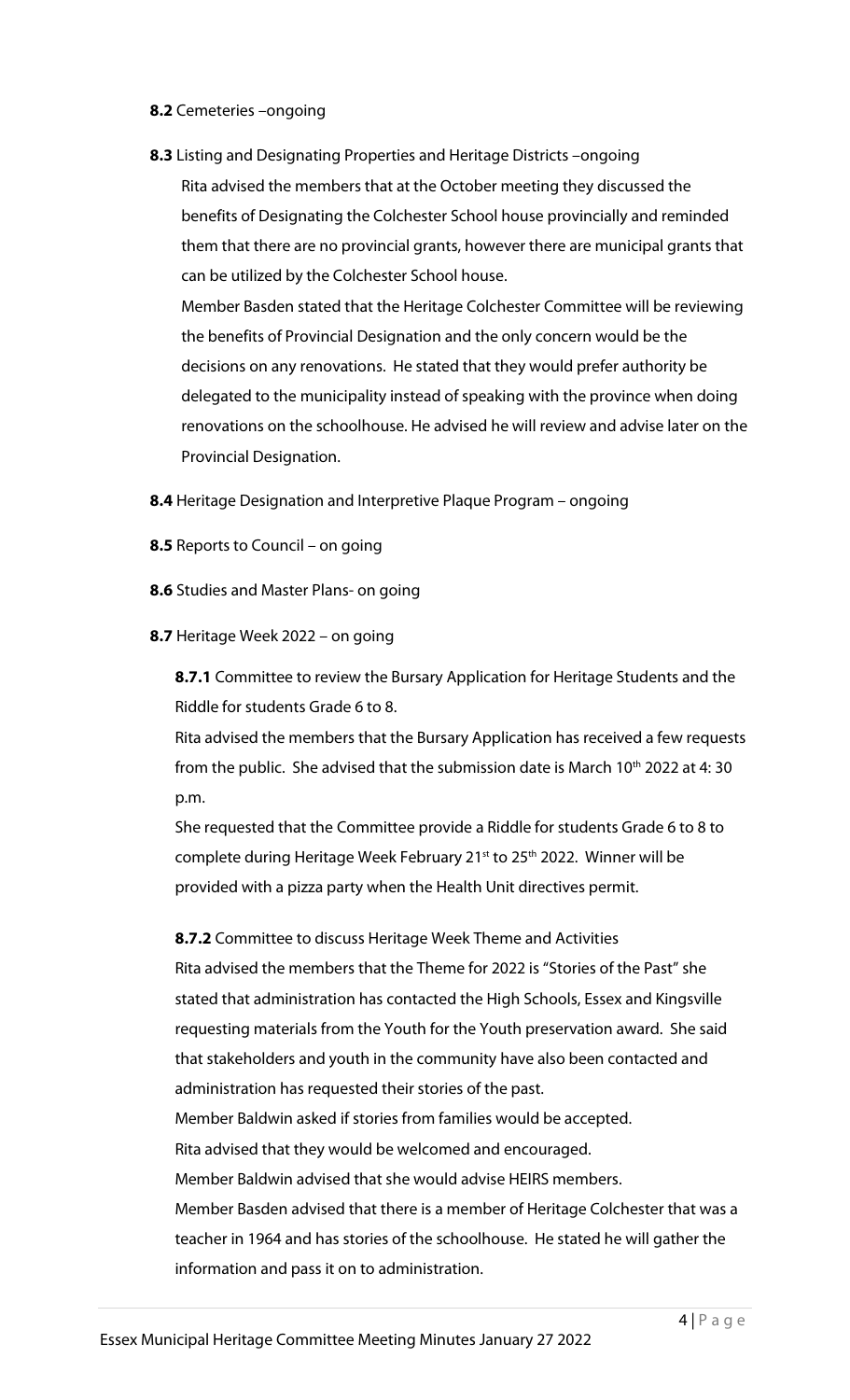**8.2** Cemeteries –ongoing

**8.3** Listing and Designating Properties and Heritage Districts –ongoing

Rita advised the members that at the October meeting they discussed the benefits of Designating the Colchester School house provincially and reminded them that there are no provincial grants, however there are municipal grants that can be utilized by the Colchester School house.

Member Basden stated that the Heritage Colchester Committee will be reviewing the benefits of Provincial Designation and the only concern would be the decisions on any renovations. He stated that they would prefer authority be delegated to the municipality instead of speaking with the province when doing renovations on the schoolhouse. He advised he will review and advise later on the Provincial Designation.

**8.4** Heritage Designation and Interpretive Plaque Program – ongoing

**8.5** Reports to Council – on going

**8.6** Studies and Master Plans- on going

**8.7** Heritage Week 2022 – on going

**8.7.1** Committee to review the Bursary Application for Heritage Students and the Riddle for students Grade 6 to 8.

Rita advised the members that the Bursary Application has received a few requests from the public. She advised that the submission date is March 10th 2022 at 4: 30 p.m.

She requested that the Committee provide a Riddle for students Grade 6 to 8 to complete during Heritage Week February 21st to 25th 2022. Winner will be provided with a pizza party when the Health Unit directives permit.

**8.7.2** Committee to discuss Heritage Week Theme and Activities

Rita advised the members that the Theme for 2022 is "Stories of the Past" she stated that administration has contacted the High Schools, Essex and Kingsville requesting materials from the Youth for the Youth preservation award. She said that stakeholders and youth in the community have also been contacted and administration has requested their stories of the past.

Member Baldwin asked if stories from families would be accepted.

Rita advised that they would be welcomed and encouraged.

Member Baldwin advised that she would advise HEIRS members.

Member Basden advised that there is a member of Heritage Colchester that was a teacher in 1964 and has stories of the schoolhouse. He stated he will gather the information and pass it on to administration.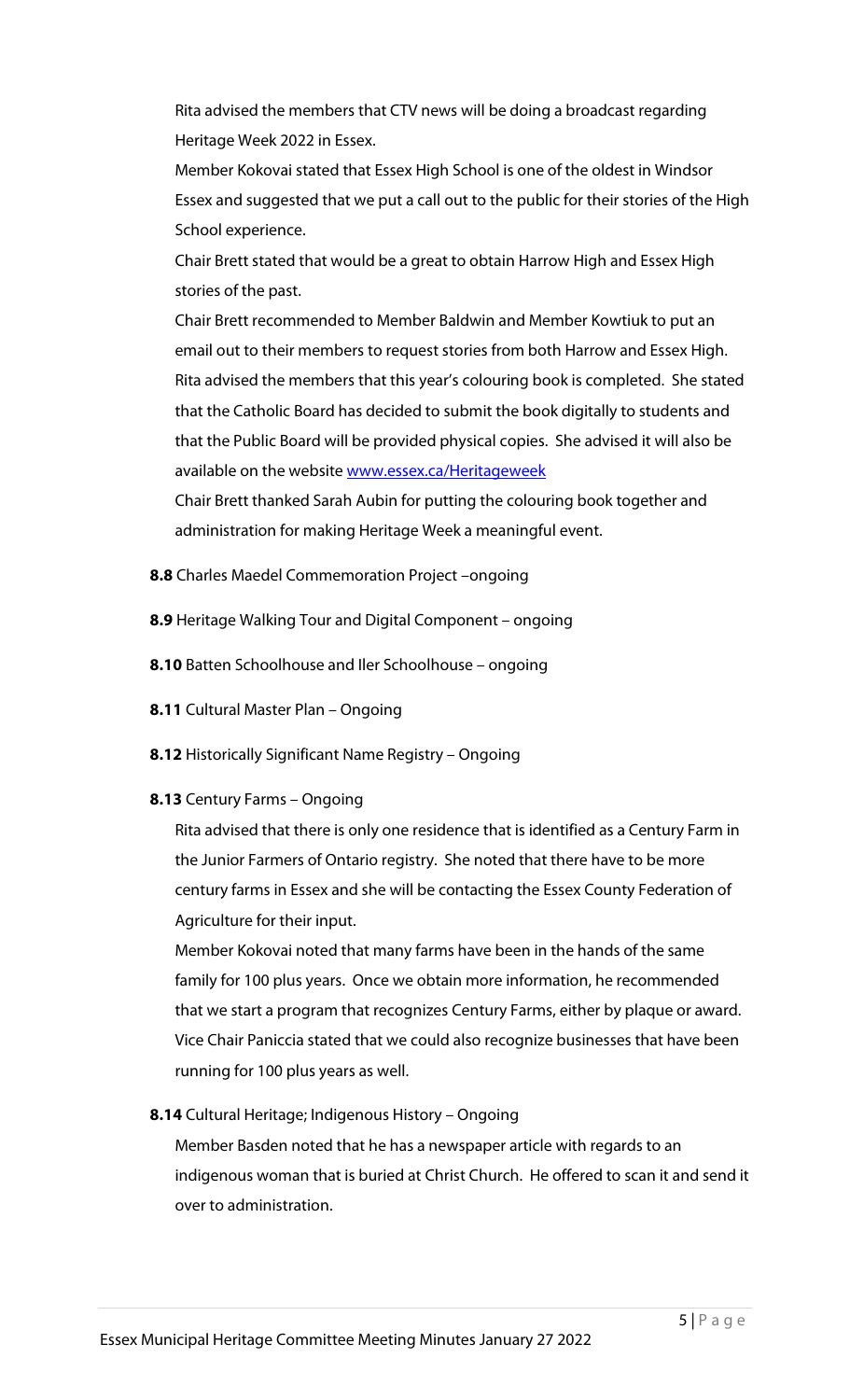Rita advised the members that CTV news will be doing a broadcast regarding Heritage Week 2022 in Essex.

Member Kokovai stated that Essex High School is one of the oldest in Windsor Essex and suggested that we put a call out to the public for their stories of the High School experience.

Chair Brett stated that would be a great to obtain Harrow High and Essex High stories of the past.

Chair Brett recommended to Member Baldwin and Member Kowtiuk to put an email out to their members to request stories from both Harrow and Essex High.

Rita advised the members that this year's colouring book is completed. She stated that the Catholic Board has decided to submit the book digitally to students and that the Public Board will be provided physical copies. She advised it will also be available on the website [www.essex.ca/Heritageweek](http://www.essex.ca/Heritageweek)

Chair Brett thanked Sarah Aubin for putting the colouring book together and administration for making Heritage Week a meaningful event.

**8.8** Charles Maedel Commemoration Project –ongoing

**8.9** Heritage Walking Tour and Digital Component – ongoing

**8.10** Batten Schoolhouse and Iler Schoolhouse – ongoing

**8.11** Cultural Master Plan – Ongoing

**8.12** Historically Significant Name Registry – Ongoing

**8.13** Century Farms – Ongoing

Rita advised that there is only one residence that is identified as a Century Farm in the Junior Farmers of Ontario registry. She noted that there have to be more century farms in Essex and she will be contacting the Essex County Federation of Agriculture for their input.

Member Kokovai noted that many farms have been in the hands of the same family for 100 plus years. Once we obtain more information, he recommended that we start a program that recognizes Century Farms, either by plaque or award.

Vice Chair Paniccia stated that we could also recognize businesses that have been running for 100 plus years as well.

**8.14** Cultural Heritage; Indigenous History – Ongoing

Member Basden noted that he has a newspaper article with regards to an indigenous woman that is buried at Christ Church. He offered to scan it and send it over to administration.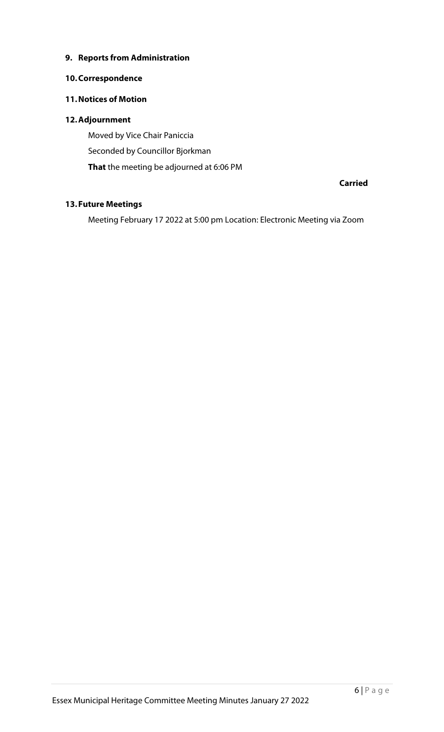## 9. Reports from Administration

## 10. Correspondence

## 11. Notices of Motion

## 12. Adjournment

Moved by Vice Chair Paniccia

Seconded by Councillor Bjorkman

**That** the meeting be adjourned at 6:06 PM

**Carried**

## 13. Future Meetings

Meeting February 17 2022 at 5:00 pm Location: Electronic Meeting via Zoom